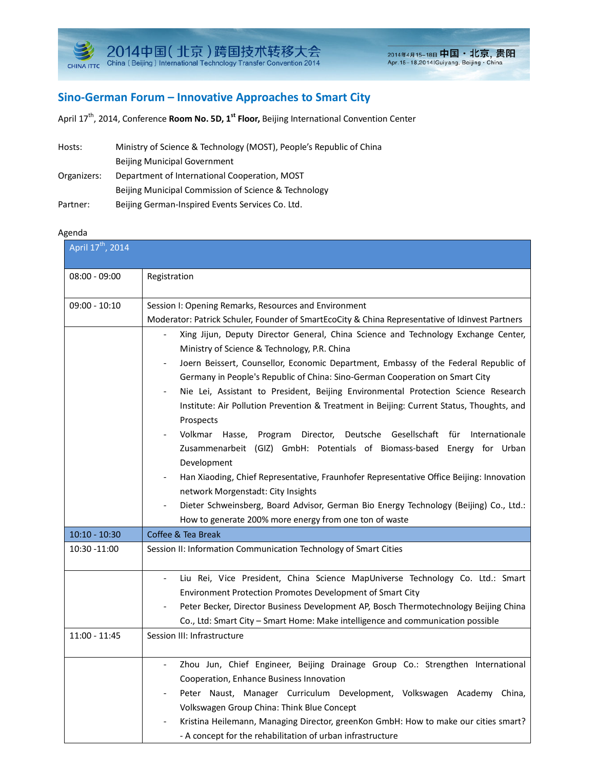## Sino-German Forum – Innovative Approaches to Smart City

April 17th, 2014, Conference **Room No. 5D, 1st Floor,** Beijing International Convention Center

| | |
|---|---|
| Hosts: | Ministry of Science & Technology (MOST), People's Republic of China |
| | Beijing Municipal Government |
| Organizers: | Department of International Cooperation, MOST |
| | Beijing Municipal Commission of Science & Technology |
| Partner: | Beijing German-Inspired Events Services Co. Ltd. |

Agenda

| April 17th, 2014 | |
|---|---|
| 08:00 - 09:00 | Registration |
| 09:00 - 10:10 | Session I: Opening Remarks, Resources and Environment<br>Moderator: Patrick Schuler, Founder of SmartEcoCity & China Representative of Idinvest Partners |
| | - Xing Jijun, Deputy Director General, China Science and Technology Exchange Center, Ministry of Science & Technology, P.R. China<br>- Joern Beissert, Counsellor, Economic Department, Embassy of the Federal Republic of Germany in People's Republic of China: Sino-German Cooperation on Smart City<br>- Nie Lei, Assistant to President, Beijing Environmental Protection Science Research Institute: Air Pollution Prevention & Treatment in Beijing: Current Status, Thoughts, and Prospects<br>- Volkmar Hasse, Program Director, Deutsche Gesellschaft für Internationale Zusammenarbeit (GIZ) GmbH: Potentials of Biomass-based Energy for Urban Development<br>- Han Xiaoding, Chief Representative, Fraunhofer Representative Office Beijing: Innovation network Morgenstadt: City Insights<br>- Dieter Schweinsberg, Board Advisor, German Bio Energy Technology (Beijing) Co., Ltd.: How to generate 200% more energy from one ton of waste |
| 10:10 - 10:30 | Coffee & Tea Break |
| 10:30 -11:00 | Session II: Information Communication Technology of Smart Cities |
| | - Liu Rei, Vice President, China Science MapUniverse Technology Co. Ltd.: Smart Environment Protection Promotes Development of Smart City<br>- Peter Becker, Director Business Development AP, Bosch Thermotechnology Beijing China Co., Ltd: Smart City – Smart Home: Make intelligence and communication possible |
| 11:00 - 11:45 | Session III: Infrastructure |
| | - Zhou Jun, Chief Engineer, Beijing Drainage Group Co.: Strengthen International Cooperation, Enhance Business Innovation<br>- Peter Naust, Manager Curriculum Development, Volkswagen Academy China, Volkswagen Group China: Think Blue Concept<br>- Kristina Heilemann, Managing Director, greenKon GmbH: How to make our cities smart? - A concept for the rehabilitation of urban infrastructure |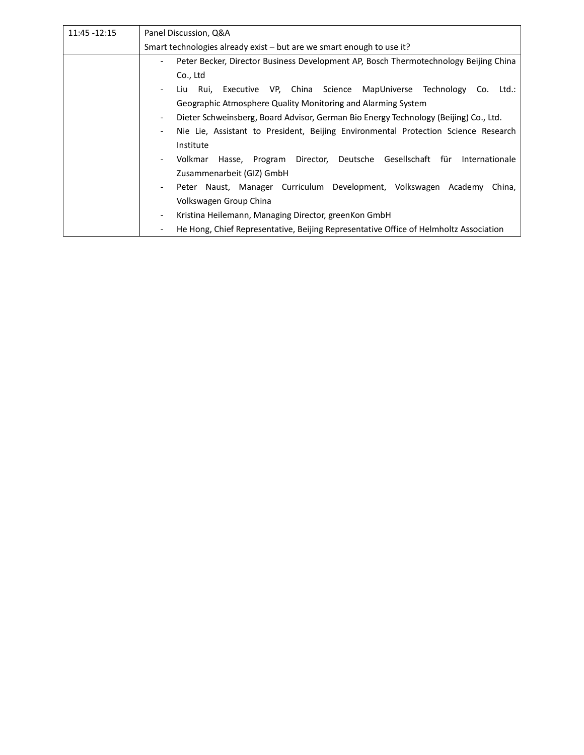| | |
|---|---|
| 11:45 -12:15 | Panel Discussion, Q&A<br>Smart technologies already exist – but are we smart enough to use it? |
| | - Peter Becker, Director Business Development AP, Bosch Thermotechnology Beijing China Co., Ltd<br>- Liu Rui, Executive VP, China Science MapUniverse Technology Co. Ltd.: Geographic Atmosphere Quality Monitoring and Alarming System<br>- Dieter Schweinsberg, Board Advisor, German Bio Energy Technology (Beijing) Co., Ltd.<br>- Nie Lie, Assistant to President, Beijing Environmental Protection Science Research Institute<br>- Volkmar Hasse, Program Director, Deutsche Gesellschaft für Internationale Zusammenarbeit (GIZ) GmbH<br>- Peter Naust, Manager Curriculum Development, Volkswagen Academy China, Volkswagen Group China<br>- Kristina Heilemann, Managing Director, greenKon GmbH<br>- He Hong, Chief Representative, Beijing Representative Office of Helmholtz Association |